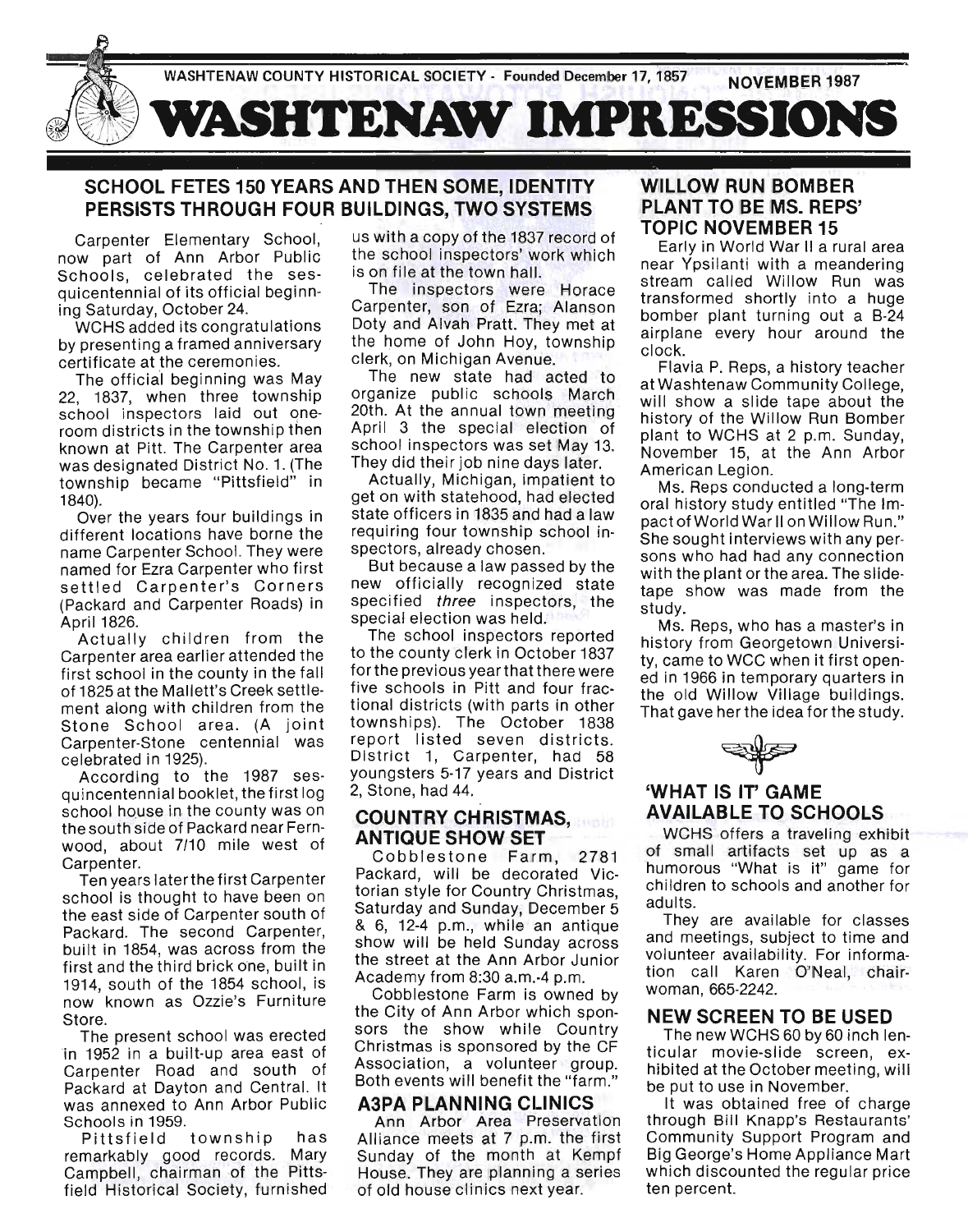WASHTENAW COUNTY HISTORICAL SOCIETY - Founded December 17, 1857 NOVEMBER 1987

# WASHTENAW IMPRESSIONS

## SCHOOL FETES 150 YEARS AND THEN SOME, IDENTITY PERSISTS THROUGH FOUR BUILDINGS, TWO SYSTEMS

Carpenter Elementary School, now part of Ann Arbor Public Schools, celebrated the sesquicentennial of its official beginning Saturday, October 24.

WCHS added its congratulations by presenting a framed anniversary certificate at the ceremonies.

The official beginning was May 22, 1837, when three township school inspectors laid out one-room districts in the township then known at Pitt. The Carpenter area was designated District No. 1. (The township became "Pittsfield" in 1840).

Over the years four buildings in different locations have borne the name Carpenter School. They were named for Ezra Carpenter who first settled Carpenter's Corners (Packard and Carpenter Roads) in April 1826.

Actually children from the Carpenter area earlier attended the first school in the county in the fall of 1825 at the Mallett's Creek settlement along with children from the Stone School area. (A joint Carpenter-Stone centennial was celebrated in 1925).

According to the 1987 sesquincentennial booklet, the first log school house in the county was on the south side of Packard near Fernwood, about 7/10 mile west of Carpenter.

Ten years later the first Carpenter school is thought to have been on the east side of Carpenter south of Packard. The second Carpenter, built in 1854, was across from the first and the third brick one, built in 1914, south of the 1854 school, is now known as Ozzie's Furniture Store.

The present school was erected in 1952 in a built-up area east of Carpenter Road and south of Packard at Dayton and Central. It was annexed to Ann Arbor Public Schools in 1959.

Pittsfield township has remarkably good records. Mary Campbell, chairman of the Pittsfield Historical Society, furnished us with a copy of the 1837 record of the school inspectors' work which is on file at the town hall.

The inspectors were Horace Carpenter, son of Ezra; Alanson Doty and Alvah Pratt. They met at the home of John Hoy, township clerk, on Michigan Avenue.

The new state had acted to organize public schools March 20th. At the annual town meeting April 3 the special election of school inspectors was set May 13. They did their job nine days later.

Actually, Michigan, impatient to get on with statehood, had elected state officers in 1835 and had a law requiring four township school inspectors, already chosen.

But because a law passed by the new officially recognized state specified *three* inspectors, the special election was held.

The school inspectors reported to the county clerk in October 1837 for the previous year that there were five schools in Pitt and four fractional districts (with parts in other townships). The October 1838 report listed seven districts. District 1, Carpenter, had 58 youngsters 5-17 years and District 2, Stone, had 44.

## COUNTRY CHRISTMAS, ANTIQUE SHOW SET

Cobblestone Farm, 2781 Packard, will be decorated Victorian style for Country Christmas, Saturday and Sunday, December 5 & 6, 12-4 p.m., while an antique show will be held Sunday across the street at the Ann Arbor Junior Academy from 8:30 a.m.-4 p.m.

Cobblestone Farm is owned by the City of Ann Arbor which sponsors the show while Country Christmas is sponsored by the CF Association, a volunteer group. Both events will benefit the "farm."

## A3PA PLANNING CLINICS

Ann Arbor Area Preservation Alliance meets at 7 p.m. the first Sunday of the month at Kempf House. They are planning a series of old house clinics next year.

## WILLOW RUN BOMBER PLANT TO BE MS. REPS' TOPIC NOVEMBER 15

Early in World War II a rural area near Ypsilanti with a meandering stream called Willow Run was transformed shortly into a huge bomber plant turning out a B-24 airplane every hour around the clock.

Flavia P. Reps, a history teacher at Washtenaw Community College, will show a slide tape about the history of the Willow Run Bomber plant to WCHS at 2 p.m. Sunday, November 15, at the Ann Arbor American Legion.

Ms. Reps conducted a long-term oral history study entitled "The Impact of World War II on Willow Run." She sought interviews with any persons who had had any connection with the plant or the area. The slide-tape show was made from the study.

Ms. Reps, who has a master's in history from Georgetown University, came to WCC when it first opened in 1966 in temporary quarters in the old Willow Village buildings. That gave her the idea for the study.

## 'WHAT IS IT' GAME AVAILABLE TO SCHOOLS

WCHS offers a traveling exhibit of small artifacts set up as a humorous "What is it" game for children to schools and another for adults.

They are available for classes and meetings, subject to time and volunteer availability. For information call Karen O'Neal, chairwoman, 665-2242.

## NEW SCREEN TO BE USED

The new WCHS 60 by 60 inch lenticular movie-slide screen, exhibited at the October meeting, will be put to use in November.

It was obtained free of charge through Bill Knapp's Restaurants' Community Support Program and Big George's Home Appliance Mart which discounted the regular price ten percent.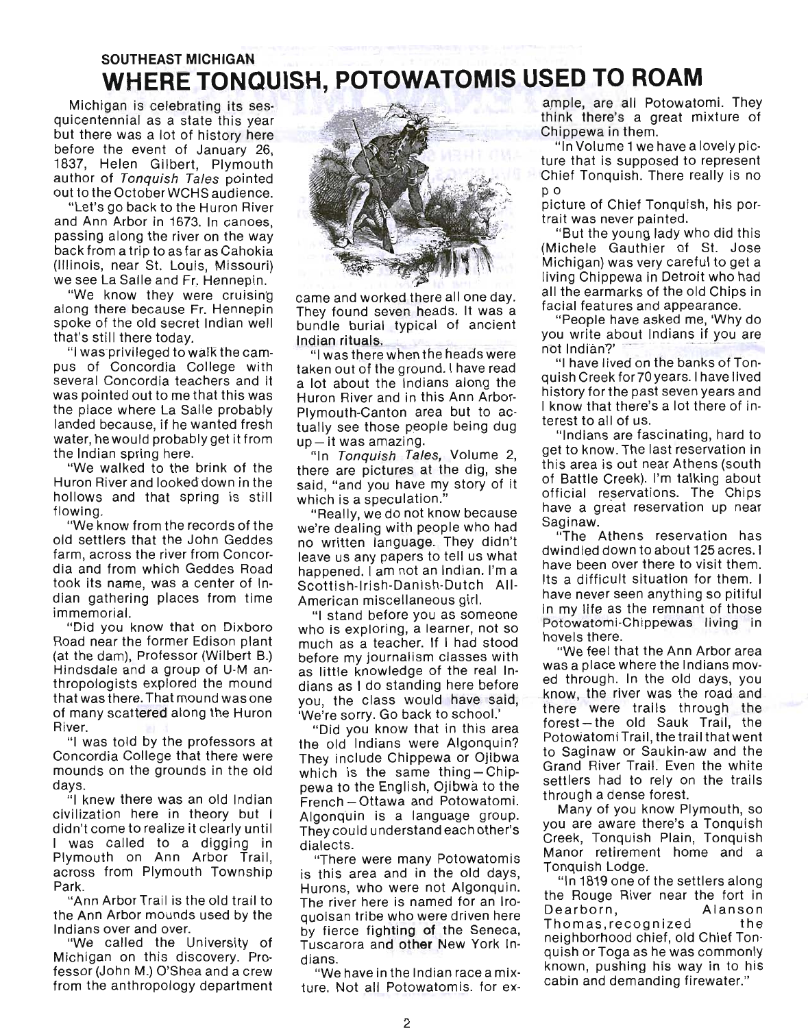**SOUTHEAST MICHIGAN**

# WHERE TONQUISH, POTOWATOMIS USED TO ROAM

Michigan is celebrating its sesquicentennial as a state this year but there was a lot of history here before the event of January 26, 1837, Helen Gilbert, Plymouth author of *Tonquish Tales* pointed out to the October WCHS audience.

"Let's go back to the Huron River and Ann Arbor in 1673. In canoes, passing along the river on the way back from a trip to as far as Cahokia (Illinois, near St. Louis, Missouri) we see La Salle and Fr. Hennepin.

"We know they were cruising along there because Fr. Hennepin spoke of the old secret Indian well that's still there today.

"I was privileged to walk the campus of Concordia College with several Concordia teachers and it was pointed out to me that this was the place where La Salle probably landed because, if he wanted fresh water, he would probably get it from the Indian spring here.

"We walked to the brink of the Huron River and looked down in the hollows and that spring is still flowing.

"We know from the records of the old settlers that the John Geddes farm, across the river from Concordia and from which Geddes Road took its name, was a center of Indian gathering places from time immemorial.

"Did you know that on Dixboro Road near the former Edison plant (at the dam), Professor (Wilbert B.) Hindsdale and a group of U-M anthropologists explored the mound that was there. That mound was one of many scattered along the Huron River.

"I was told by the professors at Concordia College that there were mounds on the grounds in the old days.

"I knew there was an old Indian civilization here in theory but I didn't come to realize it clearly until I was called to a digging in Plymouth on Ann Arbor Trail, across from Plymouth Township Park.

"Ann Arbor Trail is the old trail to the Ann Arbor mounds used by the Indians over and over.

"We called the University of Michigan on this discovery. Professor (John M.) O'Shea and a crew from the anthropology department came and worked there all one day. They found seven heads. It was a bundle burial typical of ancient Indian rituals.

"I was there when the heads were taken out of the ground. I have read a lot about the Indians along the Huron River and in this Ann Arbor-Plymouth-Canton area but to actually see those people being dug up—it was amazing.

"In *Tonquish Tales,* Volume 2, there are pictures at the dig, she said, "and you have my story of it which is a speculation."

"Really, we do not know because we're dealing with people who had no written language. They didn't leave us any papers to tell us what happened. I am not an Indian. I'm a Scottish-Irish-Danish-Dutch All-American miscellaneous girl.

"I stand before you as someone who is exploring, a learner, not so much as a teacher. If I had stood before my journalism classes with as little knowledge of the real Indians as I do standing here before you, the class would have said, 'We're sorry. Go back to school.'

"Did you know that in this area the old Indians were Algonquin? They include Chippewa or Ojibwa which is the same thing—Chippewa to the English, Ojibwa to the French—Ottawa and Potowatomi. Algonquin is a language group. They could understand each other's dialects.

"There were many Potowatomis is this area and in the old days, Hurons, who were not Algonquin. The river here is named for an Iroquoisan tribe who were driven here by fierce fighting of the Seneca, Tuscarora and other New York Indians.

"We have in the Indian race a mixture. Not all Potowatomis. for example, are all Potowatomi. They think there's a great mixture of Chippewa in them.

"In Volume 1 we have a lovely picture that is supposed to represent Chief Tonquish. There really is no p o
picture of Chief Tonquish, his portrait was never painted.

"But the young lady who did this (Michele Gauthier of St. Jose Michigan) was very careful to get a living Chippewa in Detroit who had all the earmarks of the old Chips in facial features and appearance.

"People have asked me, 'Why do you write about Indians if you are not Indian?'

"I have lived on the banks of Tonquish Creek for 70 years. I have lived history for the past seven years and I know that there's a lot there of interest to all of us.

"Indians are fascinating, hard to get to know. The last reservation in this area is out near Athens (south of Battle Creek). I'm talking about official reservations. The Chips have a great reservation up near Saginaw.

"The Athens reservation has dwindled down to about 125 acres. I have been over there to visit them. Its a difficult situation for them. I have never seen anything so pitiful in my life as the remnant of those Potowatomi-Chippewas living in hovels there.

"We feel that the Ann Arbor area was a place where the Indians moved through. In the old days, you know, the river was the road and there were trails through the forest—the old Sauk Trail, the Potowatomi Trail, the trail that went to Saginaw or Saukin-aw and the Grand River Trail. Even the white settlers had to rely on the trails through a dense forest.

Many of you know Plymouth, so you are aware there's a Tonquish Creek, Tonquish Plain, Tonquish Manor retirement home and a Tonquish Lodge.

"In 1819 one of the settlers along the Rouge River near the fort in Dearborn, Alanson Thomas, recognized the neighborhood chief, old Chief Tonquish or Toga as he was commonly known, pushing his way in to his cabin and demanding firewater."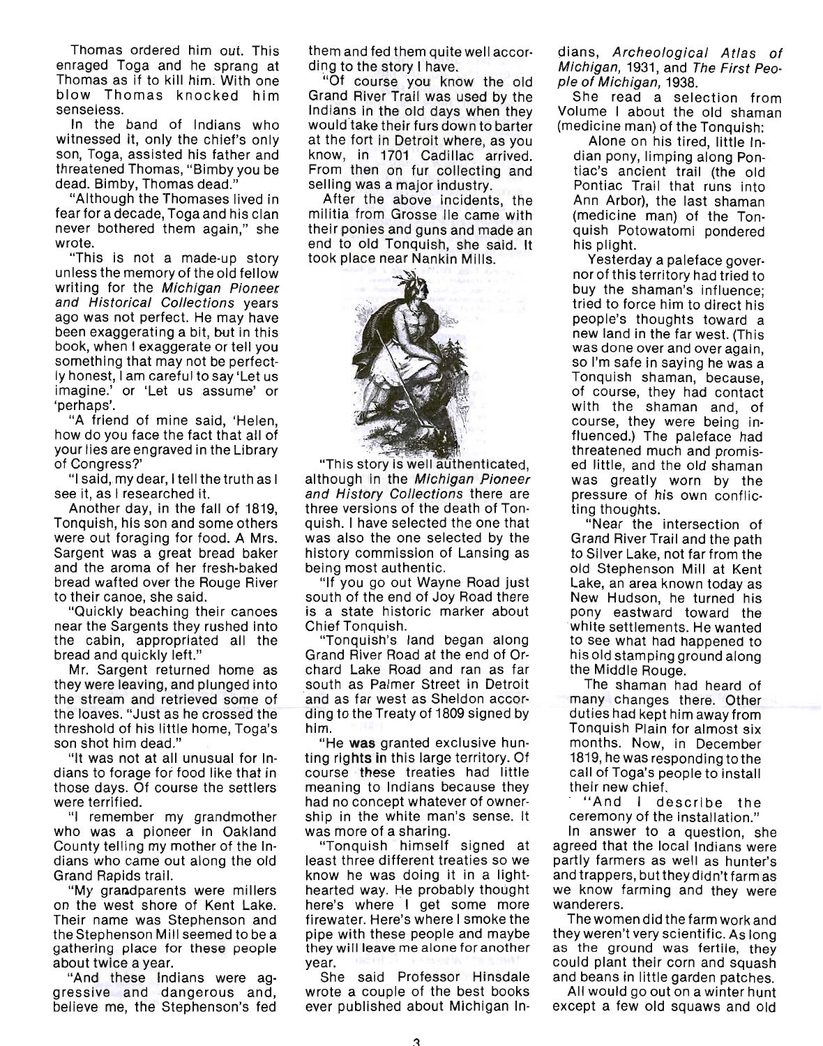Thomas ordered him out. This enraged Toga and he sprang at Thomas as if to kill him. With one blow Thomas knocked him senseless.

In the band of Indians who witnessed it, only the chief's only son, Toga, assisted his father and threatened Thomas, "Bimby you be dead. Bimby, Thomas dead."

"Although the Thomases lived in fear for a decade, Toga and his clan never bothered them again," she wrote.

"This is not a made-up story unless the memory of the old fellow writing for the *Michigan Pioneer and Historical Collections* years ago was not perfect. He may have been exaggerating a bit, but in this book, when I exaggerate or tell you something that may not be perfectly honest, I am careful to say 'Let us imagine.' or 'Let us assume' or 'perhaps'.

"A friend of mine said, 'Helen, how do you face the fact that all of your lies are engraved in the Library of Congress?'

"I said, my dear, I tell the truth as I see it, as I researched it.

Another day, in the fall of 1819, Tonquish, his son and some others were out foraging for food. A Mrs. Sargent was a great bread baker and the aroma of her fresh-baked bread wafted over the Rouge River to their canoe, she said.

"Quickly beaching their canoes near the Sargents they rushed into the cabin, appropriated all the bread and quickly left."

Mr. Sargent returned home as they were leaving, and plunged into the stream and retrieved some of the loaves. "Just as he crossed the threshold of his little home, Toga's son shot him dead."

"It was not at all unusual for Indians to forage for food like that in those days. Of course the settlers were terrified.

"I remember my grandmother who was a pioneer in Oakland County telling my mother of the Indians who came out along the old Grand Rapids trail.

"My grandparents were millers on the west shore of Kent Lake. Their name was Stephenson and the Stephenson Mill seemed to be a gathering place for these people about twice a year.

"And these Indians were aggressive and dangerous and, believe me, the Stephenson's fed them and fed them quite well according to the story I have.

"Of course you know the old Grand River Trail was used by the Indians in the old days when they would take their furs down to barter at the fort in Detroit where, as you know, in 1701 Cadillac arrived. From then on fur collecting and selling was a major industry.

After the above incidents, the militia from Grosse Ile came with their ponies and guns and made an end to old Tonquish, she said. It took place near Nankin Mills.

"This story is well authenticated, although in the *Michigan Pioneer and History Collections* there are three versions of the death of Tonquish. I have selected the one that was also the one selected by the history commission of Lansing as being most authentic.

"If you go out Wayne Road just south of the end of Joy Road there is a state historic marker about Chief Tonquish.

"Tonquish's land began along Grand River Road at the end of Orchard Lake Road and ran as far south as Palmer Street in Detroit and as far west as Sheldon according to the Treaty of 1809 signed by him.

"He was granted exclusive hunting rights in this large territory. Of course these treaties had little meaning to Indians because they had no concept whatever of ownership in the white man's sense. It was more of a sharing.

"Tonquish himself signed at least three different treaties so we know he was doing it in a lighthearted way. He probably thought here's where I get some more firewater. Here's where I smoke the pipe with these people and maybe they will leave me alone for another year.

She said Professor Hinsdale wrote a couple of the best books ever published about Michigan Indians, *Archeological Atlas of Michigan*, 1931, and *The First People of Michigan*, 1938.

She read a selection from Volume I about the old shaman (medicine man) of the Tonquish:

> Alone on his tired, little Indian pony, limping along Pontiac's ancient trail (the old Pontiac Trail that runs into Ann Arbor), the last shaman (medicine man) of the Tonquish Potowatomi pondered his plight.
>
> Yesterday a paleface governor of this territory had tried to buy the shaman's influence; tried to force him to direct his people's thoughts toward a new land in the far west. (This was done over and over again, so I'm safe in saying he was a Tonquish shaman, because, of course, they had contact with the shaman and, of course, they were being influenced.) The paleface had threatened much and promised little, and the old shaman was greatly worn by the pressure of his own conflicting thoughts.
>
> "Near the intersection of Grand River Trail and the path to Silver Lake, not far from the old Stephenson Mill at Kent Lake, an area known today as New Hudson, he turned his pony eastward toward the white settlements. He wanted to see what had happened to his old stamping ground along the Middle Rouge.
>
> The shaman had heard of many changes there. Other duties had kept him away from Tonquish Plain for almost six months. Now, in December 1819, he was responding to the call of Toga's people to install their new chief.
>
> "And I describe the ceremony of the installation."

In answer to a question, she agreed that the local Indians were partly farmers as well as hunter's and trappers, but they didn't farm as we know farming and they were wanderers.

The women did the farm work and they weren't very scientific. As long as the ground was fertile, they could plant their corn and squash and beans in little garden patches.

All would go out on a winter hunt except a few old squaws and old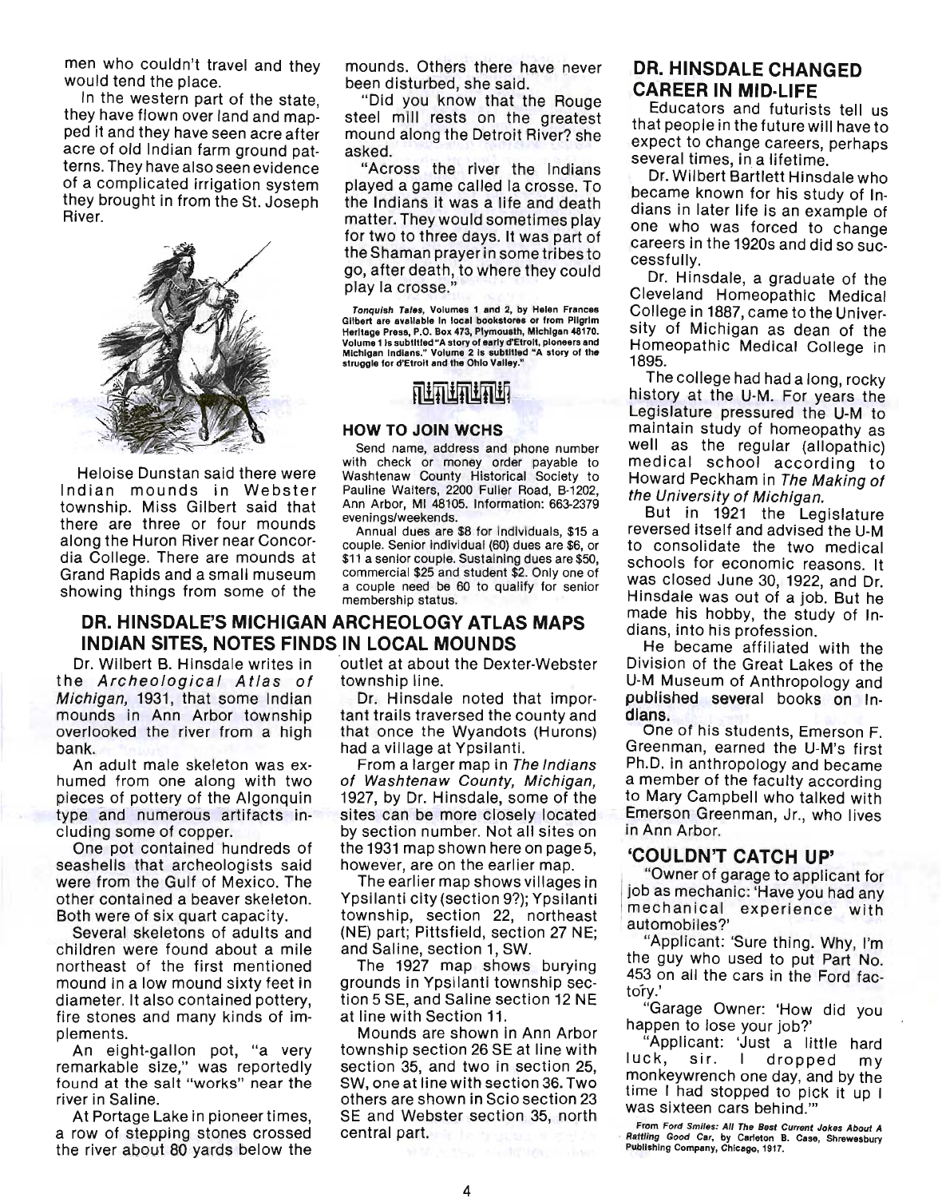men who couldn't travel and they would tend the place.

In the western part of the state, they have flown over land and mapped it and they have seen acre after acre of old Indian farm ground patterns. They have also seen evidence of a complicated irrigation system they brought in from the St. Joseph River.

Heloise Dunstan said there were Indian mounds in Webster township. Miss Gilbert said that there are three or four mounds along the Huron River near Concordia College. There are mounds at Grand Rapids and a small museum showing things from some of the mounds. Others there have never been disturbed, she said.

"Did you know that the Rouge steel mill rests on the greatest mound along the Detroit River? she asked.

"Across the river the Indians played a game called la crosse. To the Indians it was a life and death matter. They would sometimes play for two to three days. It was part of the Shaman prayer in some tribes to go, after death, to where they could play la crosse."

*Tonquish Tales*, Volumes 1 and 2, by Helen Frances Gilbert are available in local bookstores or from Pilgrim Heritage Press, P.O. Box 473, Plymouth, Michigan 48170. Volume 1 is subtitled "A story of early d'Etroit, pioneers and Michigan Indians." Volume 2 is subtitled "A story of the struggle for d'Etroit and the Ohio Valley."

### HOW TO JOIN WCHS

Send name, address and phone number with check or money order payable to Washtenaw County Historical Society to Pauline Walters, 2200 Fuller Road, B-1202, Ann Arbor, MI 48105. Information: 663-2379 evenings/weekends.

Annual dues are $8 for individuals, $15 a couple. Senior individual (60) dues are $6, or $11 a senior couple. Sustaining dues are $50, commercial $25 and student $2. Only one of a couple need be 60 to qualify for senior membership status.

## DR. HINSDALE'S MICHIGAN ARCHEOLOGY ATLAS MAPS INDIAN SITES, NOTES FINDS IN LOCAL MOUNDS

Dr. Wilbert B. Hinsdale writes in the *Archeological Atlas of Michigan*, 1931, that some Indian mounds in Ann Arbor township overlooked the river from a high bank.

An adult male skeleton was exhumed from one along with two pieces of pottery of the Algonquin type and numerous artifacts including some of copper.

One pot contained hundreds of seashells that archeologists said were from the Gulf of Mexico. The other contained a beaver skeleton. Both were of six quart capacity.

Several skeletons of adults and children were found about a mile northeast of the first mentioned mound in a low mound sixty feet in diameter. It also contained pottery, fire stones and many kinds of implements.

An eight-gallon pot, "a very remarkable size," was reportedly found at the salt "works" near the river in Saline.

At Portage Lake in pioneer times, a row of stepping stones crossed the river about 80 yards below the outlet at about the Dexter-Webster township line.

Dr. Hinsdale noted that important trails traversed the county and that once the Wyandots (Hurons) had a village at Ypsilanti.

From a larger map in *The Indians of Washtenaw County, Michigan*, 1927, by Dr. Hinsdale, some of the sites can be more closely located by section number. Not all sites on the 1931 map shown here on page 5, however, are on the earlier map.

The earlier map shows villages in Ypsilanti city (section 9?); Ypsilanti township, section 22, northeast (NE) part; Pittsfield, section 27 NE; and Saline, section 1, SW.

The 1927 map shows burying grounds in Ypsilanti township section 5 SE, and Saline section 12 NE at line with Section 11.

Mounds are shown in Ann Arbor township section 26 SE at line with section 35, and two in section 25, SW, one at line with section 36. Two others are shown in Scio section 23 SE and Webster section 35, north central part.

## DR. HINSDALE CHANGED CAREER IN MID-LIFE

Educators and futurists tell us that people in the future will have to expect to change careers, perhaps several times, in a lifetime.

Dr. Wilbert Bartlett Hinsdale who became known for his study of Indians in later life is an example of one who was forced to change careers in the 1920s and did so successfully.

Dr. Hinsdale, a graduate of the Cleveland Homeopathic Medical College in 1887, came to the University of Michigan as dean of the Homeopathic Medical College in 1895.

The college had had a long, rocky history at the U-M. For years the Legislature pressured the U-M to maintain study of homeopathy as well as the regular (allopathic) medical school according to Howard Peckham in *The Making of the University of Michigan*.

But in 1921 the Legislature reversed itself and advised the U-M to consolidate the two medical schools for economic reasons. It was closed June 30, 1922, and Dr. Hinsdale was out of a job. But he made his hobby, the study of Indians, into his profession.

He became affiliated with the Division of the Great Lakes of the U-M Museum of Anthropology and published several books on Indians.

One of his students, Emerson F. Greenman, earned the U-M's first Ph.D. in anthropology and became a member of the faculty according to Mary Campbell who talked with Emerson Greenman, Jr., who lives in Ann Arbor.

## 'COULDN'T CATCH UP'

"Owner of garage to applicant for job as mechanic: 'Have you had any mechanical experience with automobiles?'

"Applicant: 'Sure thing. Why, I'm the guy who used to put Part No. 453 on all the cars in the Ford factory.'

"Garage Owner: 'How did you happen to lose your job?'

"Applicant: 'Just a little hard luck, sir. I dropped my monkeywrench one day, and by the time I had stopped to pick it up I was sixteen cars behind.'"

From *Ford Smiles: All The Best Current Jokes About A Rattling Good Car*, by Carleton B. Case, Shrewsbury Publishing Company, Chicago, 1917.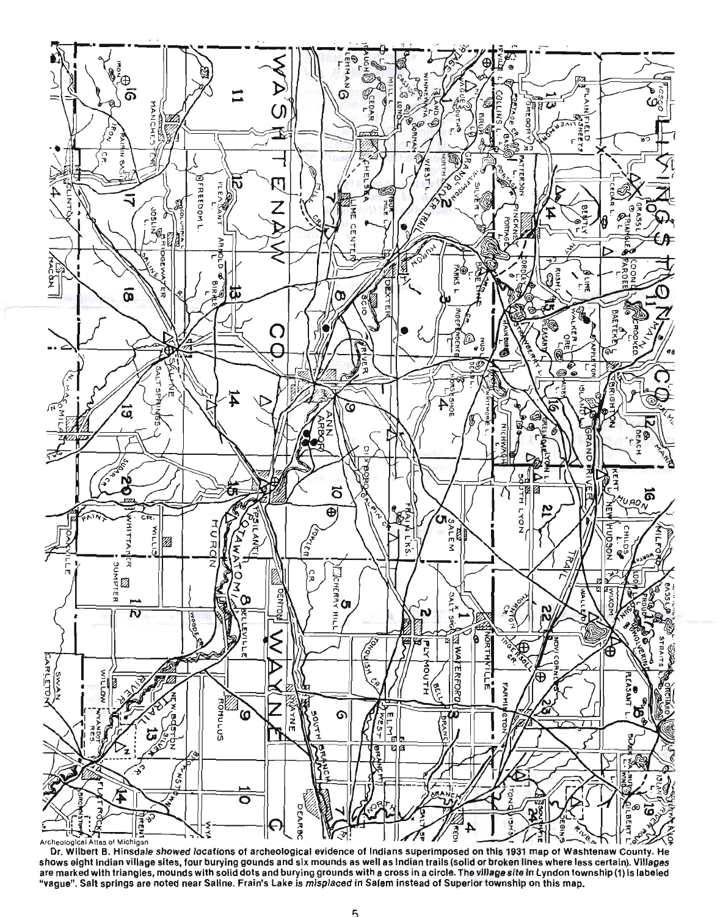Archeological Atlas of Michigan

Dr. Wilbert B. Hinsdale *showed locations* of archeological evidence of Indians superimposed on this 1931 map of Washtenaw County. He shows eight Indian village sites, four burying gounds and six mounds as well as Indian trails (solid or broken lines where less certain). *Villages* are marked with triangles, mounds with solid dots and burying grounds with a cross in a circle. The *village site in* Lyndon township (1) is labeled "vague". Salt springs are noted near Saline. Frain's Lake *is misplaced* in Salem instead of Superior township on this map.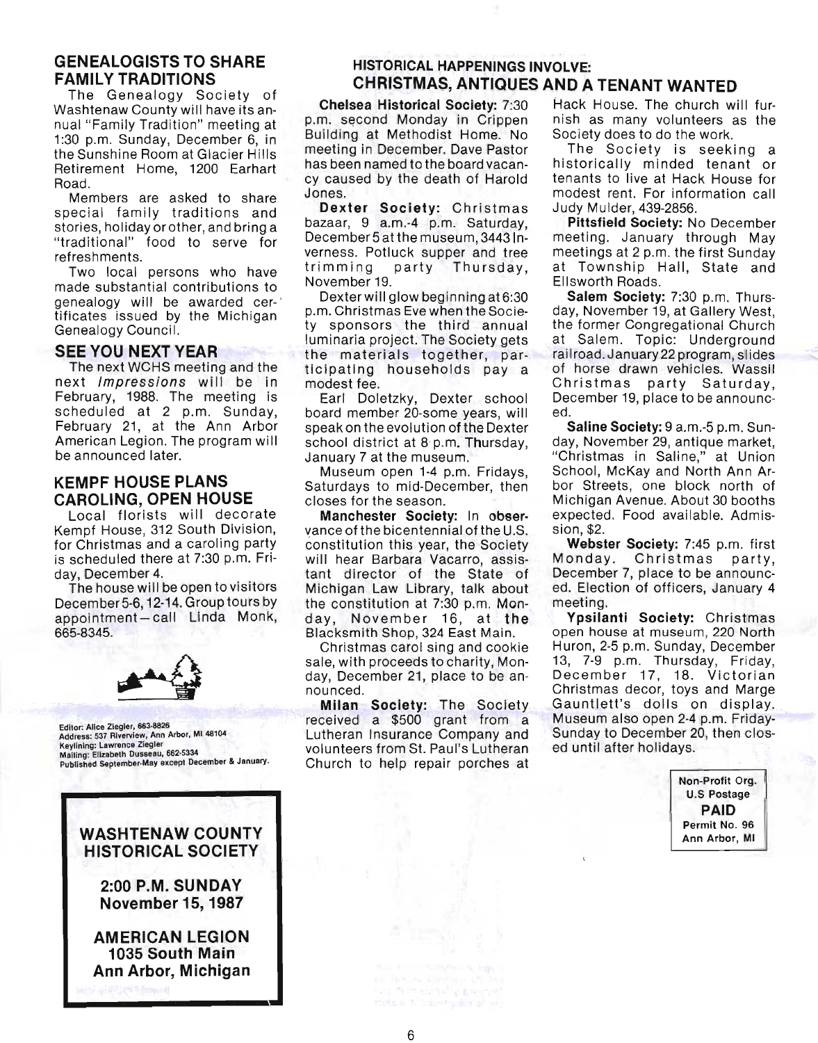## GENEALOGISTS TO SHARE FAMILY TRADITIONS

The Genealogy Society of Washtenaw County will have its annual "Family Tradition" meeting at 1:30 p.m. Sunday, December 6, in the Sunshine Room at Glacier Hills Retirement Home, 1200 Earhart Road.

Members are asked to share special family traditions and stories, holiday or other, and bring a "traditional" food to serve for refreshments.

Two local persons who have made substantial contributions to genealogy will be awarded certificates issued by the Michigan Genealogy Council.

## SEE YOU NEXT YEAR

The next WCHS meeting and the next *Impressions* will be in February, 1988. The meeting is scheduled at 2 p.m. Sunday, February 21, at the Ann Arbor American Legion. The program will be announced later.

## KEMPF HOUSE PLANS CAROLING, OPEN HOUSE

Local florists will decorate Kempf House, 312 South Division, for Christmas and a caroling party is scheduled there at 7:30 p.m. Friday, December 4.

The house will be open to visitors December 5-6, 12-14. Group tours by appointment—call Linda Monk, 665-8345.

Editor: Alice Ziegler, 663-8826
Address: 537 Riverview, Ann Arbor, MI 48104
Keylining: Lawrence Ziegler
Mailing: Elizabeth Dusseau, 662-5334
Published September-May except December & January.

**WASHTENAW COUNTY HISTORICAL SOCIETY**

**2:00 P.M. SUNDAY November 15, 1987**

**AMERICAN LEGION 1035 South Main Ann Arbor, Michigan**

## HISTORICAL HAPPENINGS INVOLVE: CHRISTMAS, ANTIQUES AND A TENANT WANTED

**Chelsea Historical Society:** 7:30 p.m. second Monday in Crippen Building at Methodist Home. No meeting in December. Dave Pastor has been named to the board vacancy caused by the death of Harold Jones.

**Dexter Society:** Christmas bazaar, 9 a.m.-4 p.m. Saturday, December 5 at the museum, 3443 Inverness. Potluck supper and tree trimming party Thursday, November 19.

Dexter will glow beginning at 6:30 p.m. Christmas Eve when the Society sponsors the third annual luminaria project. The Society gets the materials together, participating households pay a modest fee.

Earl Doletzky, Dexter school board member 20-some years, will speak on the evolution of the Dexter school district at 8 p.m. Thursday, January 7 at the museum.

Museum open 1-4 p.m. Fridays, Saturdays to mid-December, then closes for the season.

**Manchester Society:** In observance of the bicentennial of the U.S. constitution this year, the Society will hear Barbara Vacarro, assistant director of the State of Michigan Law Library, talk about the constitution at 7:30 p.m. Monday, November 16, at the Blacksmith Shop, 324 East Main.

Christmas carol sing and cookie sale, with proceeds to charity, Monday, December 21, place to be announced.

**Milan Society:** The Society received a $500 grant from a Lutheran Insurance Company and volunteers from St. Paul's Lutheran Church to help repair porches at Hack House. The church will furnish as many volunteers as the Society does to do the work.

The Society is seeking a historically minded tenant or tenants to live at Hack House for modest rent. For information call Judy Mulder, 439-2856.

**Pittsfield Society:** No December meeting. January through May meetings at 2 p.m. the first Sunday at Township Hall, State and Ellsworth Roads.

**Salem Society:** 7:30 p.m. Thursday, November 19, at Gallery West, the former Congregational Church at Salem. Topic: Underground railroad. January 22 program, slides of horse drawn vehicles. Wassil Christmas party Saturday, December 19, place to be announced.

**Saline Society:** 9 a.m.-5 p.m. Sunday, November 29, antique market, "Christmas in Saline," at Union School, McKay and North Ann Arbor Streets, one block north of Michigan Avenue. About 30 booths expected. Food available. Admission, $2.

**Webster Society:** 7:45 p.m. first Monday. Christmas party, December 7, place to be announced. Election of officers, January 4 meeting.

**Ypsilanti Society:** Christmas open house at museum, 220 North Huron, 2-5 p.m. Sunday, December 13, 7-9 p.m. Thursday, Friday, December 17, 18. Victorian Christmas decor, toys and Marge Gauntlett's dolls on display. Museum also open 2-4 p.m. Friday-Sunday to December 20, then closed until after holidays.

Non-Profit Org.
U.S Postage
PAID
Permit No. 96
Ann Arbor, MI